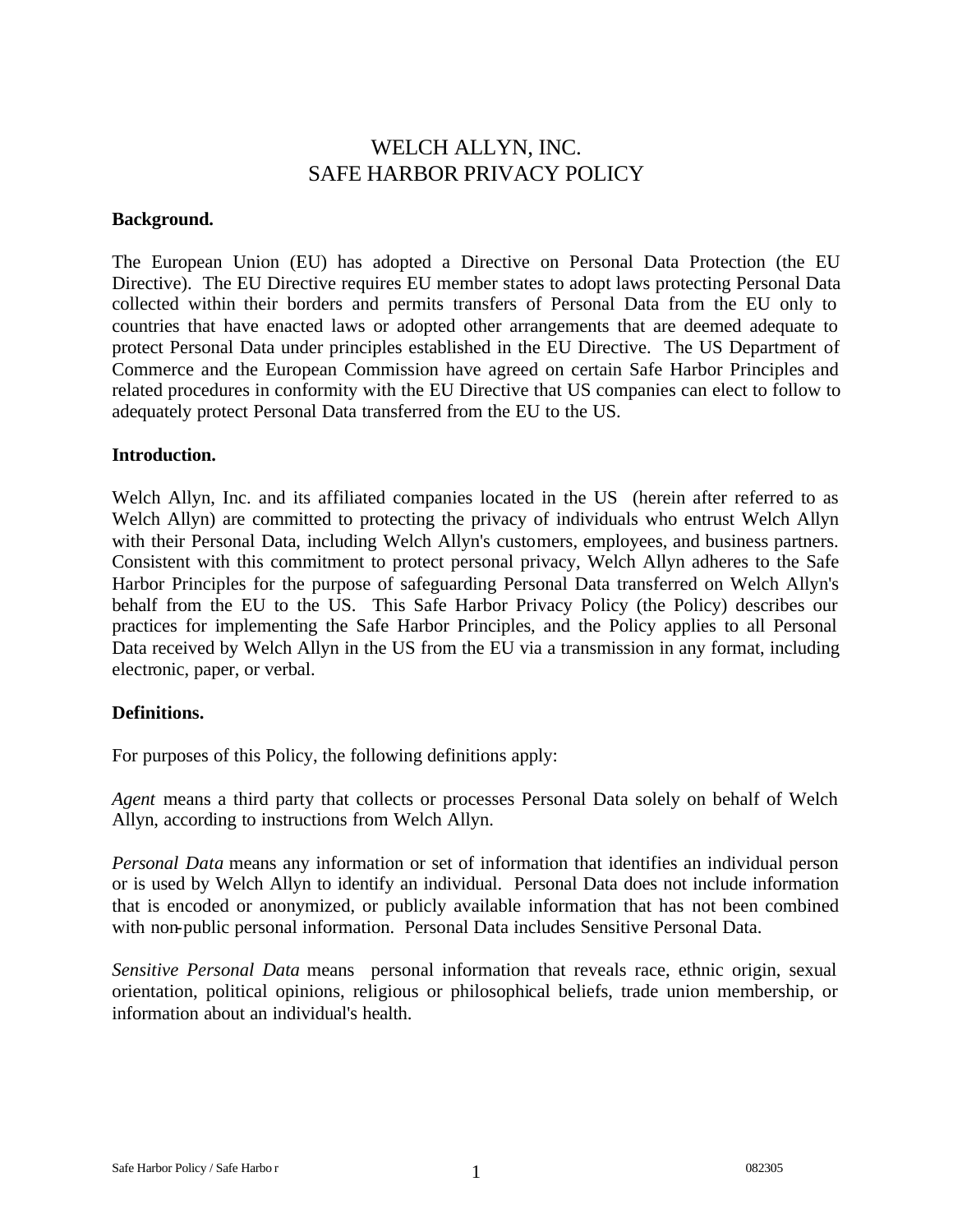# WELCH ALLYN, INC.
# SAFE HARBOR PRIVACY POLICY

**Background.**

The European Union (EU) has adopted a Directive on Personal Data Protection (the EU Directive). The EU Directive requires EU member states to adopt laws protecting Personal Data collected within their borders and permits transfers of Personal Data from the EU only to countries that have enacted laws or adopted other arrangements that are deemed adequate to protect Personal Data under principles established in the EU Directive. The US Department of Commerce and the European Commission have agreed on certain Safe Harbor Principles and related procedures in conformity with the EU Directive that US companies can elect to follow to adequately protect Personal Data transferred from the EU to the US.

**Introduction.**

Welch Allyn, Inc. and its affiliated companies located in the US (herein after referred to as Welch Allyn) are committed to protecting the privacy of individuals who entrust Welch Allyn with their Personal Data, including Welch Allyn's customers, employees, and business partners. Consistent with this commitment to protect personal privacy, Welch Allyn adheres to the Safe Harbor Principles for the purpose of safeguarding Personal Data transferred on Welch Allyn's behalf from the EU to the US. This Safe Harbor Privacy Policy (the Policy) describes our practices for implementing the Safe Harbor Principles, and the Policy applies to all Personal Data received by Welch Allyn in the US from the EU via a transmission in any format, including electronic, paper, or verbal.

**Definitions.**

For purposes of this Policy, the following definitions apply:

*Agent* means a third party that collects or processes Personal Data solely on behalf of Welch Allyn, according to instructions from Welch Allyn.

*Personal Data* means any information or set of information that identifies an individual person or is used by Welch Allyn to identify an individual. Personal Data does not include information that is encoded or anonymized, or publicly available information that has not been combined with non-public personal information. Personal Data includes Sensitive Personal Data.

*Sensitive Personal Data* means personal information that reveals race, ethnic origin, sexual orientation, political opinions, religious or philosophical beliefs, trade union membership, or information about an individual's health.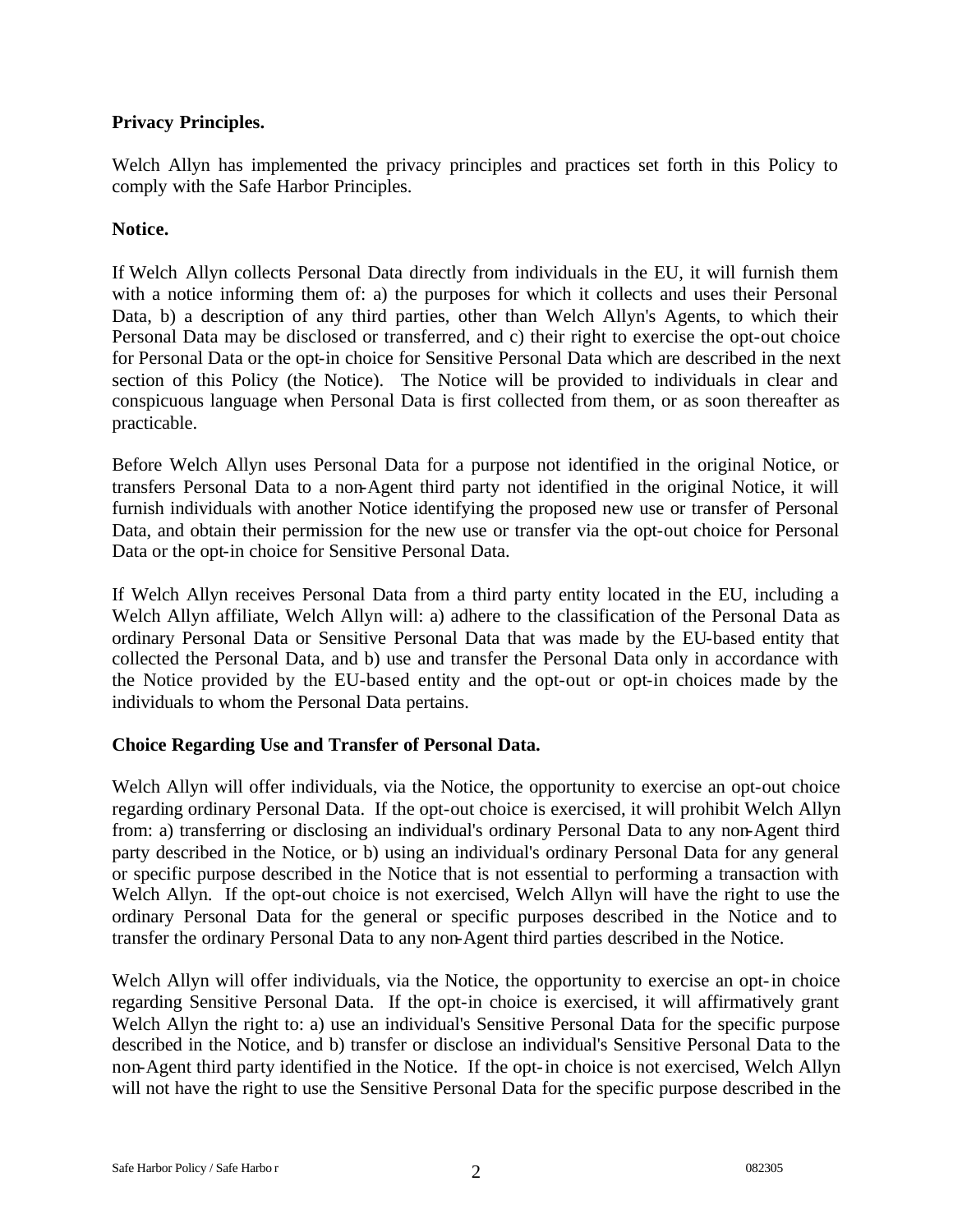**Privacy Principles.**

Welch Allyn has implemented the privacy principles and practices set forth in this Policy to comply with the Safe Harbor Principles.

**Notice.**

If Welch Allyn collects Personal Data directly from individuals in the EU, it will furnish them with a notice informing them of: a) the purposes for which it collects and uses their Personal Data, b) a description of any third parties, other than Welch Allyn's Agents, to which their Personal Data may be disclosed or transferred, and c) their right to exercise the opt-out choice for Personal Data or the opt-in choice for Sensitive Personal Data which are described in the next section of this Policy (the Notice). The Notice will be provided to individuals in clear and conspicuous language when Personal Data is first collected from them, or as soon thereafter as practicable.

Before Welch Allyn uses Personal Data for a purpose not identified in the original Notice, or transfers Personal Data to a non-Agent third party not identified in the original Notice, it will furnish individuals with another Notice identifying the proposed new use or transfer of Personal Data, and obtain their permission for the new use or transfer via the opt-out choice for Personal Data or the opt-in choice for Sensitive Personal Data.

If Welch Allyn receives Personal Data from a third party entity located in the EU, including a Welch Allyn affiliate, Welch Allyn will: a) adhere to the classification of the Personal Data as ordinary Personal Data or Sensitive Personal Data that was made by the EU-based entity that collected the Personal Data, and b) use and transfer the Personal Data only in accordance with the Notice provided by the EU-based entity and the opt-out or opt-in choices made by the individuals to whom the Personal Data pertains.

**Choice Regarding Use and Transfer of Personal Data.**

Welch Allyn will offer individuals, via the Notice, the opportunity to exercise an opt-out choice regarding ordinary Personal Data. If the opt-out choice is exercised, it will prohibit Welch Allyn from: a) transferring or disclosing an individual's ordinary Personal Data to any non-Agent third party described in the Notice, or b) using an individual's ordinary Personal Data for any general or specific purpose described in the Notice that is not essential to performing a transaction with Welch Allyn. If the opt-out choice is not exercised, Welch Allyn will have the right to use the ordinary Personal Data for the general or specific purposes described in the Notice and to transfer the ordinary Personal Data to any non-Agent third parties described in the Notice.

Welch Allyn will offer individuals, via the Notice, the opportunity to exercise an opt-in choice regarding Sensitive Personal Data. If the opt-in choice is exercised, it will affirmatively grant Welch Allyn the right to: a) use an individual's Sensitive Personal Data for the specific purpose described in the Notice, and b) transfer or disclose an individual's Sensitive Personal Data to the non-Agent third party identified in the Notice. If the opt-in choice is not exercised, Welch Allyn will not have the right to use the Sensitive Personal Data for the specific purpose described in the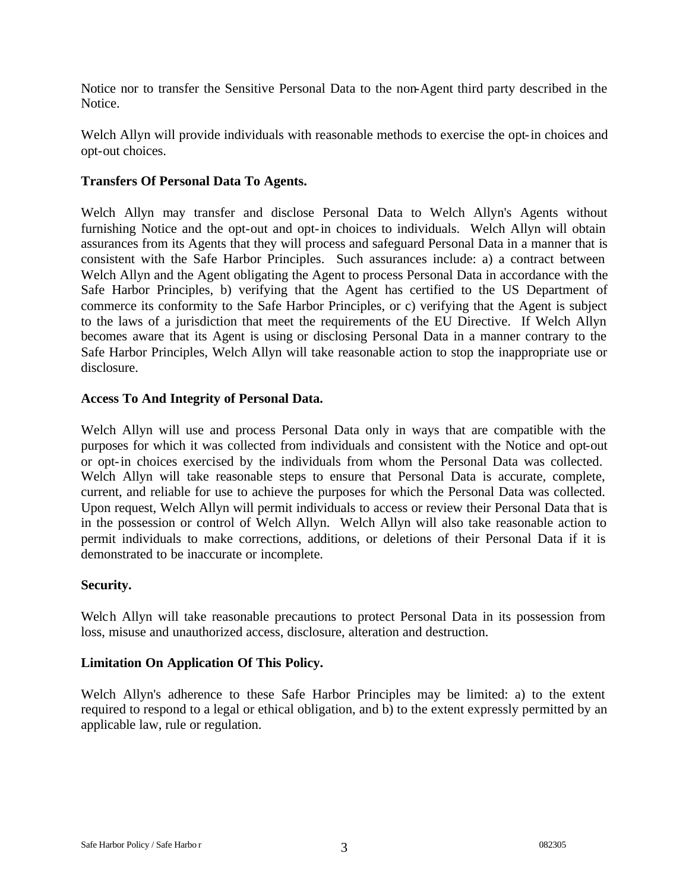Notice nor to transfer the Sensitive Personal Data to the non-Agent third party described in the Notice.

Welch Allyn will provide individuals with reasonable methods to exercise the opt-in choices and opt-out choices.

**Transfers Of Personal Data To Agents.**

Welch Allyn may transfer and disclose Personal Data to Welch Allyn's Agents without furnishing Notice and the opt-out and opt-in choices to individuals. Welch Allyn will obtain assurances from its Agents that they will process and safeguard Personal Data in a manner that is consistent with the Safe Harbor Principles. Such assurances include: a) a contract between Welch Allyn and the Agent obligating the Agent to process Personal Data in accordance with the Safe Harbor Principles, b) verifying that the Agent has certified to the US Department of commerce its conformity to the Safe Harbor Principles, or c) verifying that the Agent is subject to the laws of a jurisdiction that meet the requirements of the EU Directive. If Welch Allyn becomes aware that its Agent is using or disclosing Personal Data in a manner contrary to the Safe Harbor Principles, Welch Allyn will take reasonable action to stop the inappropriate use or disclosure.

**Access To And Integrity of Personal Data.**

Welch Allyn will use and process Personal Data only in ways that are compatible with the purposes for which it was collected from individuals and consistent with the Notice and opt-out or opt-in choices exercised by the individuals from whom the Personal Data was collected. Welch Allyn will take reasonable steps to ensure that Personal Data is accurate, complete, current, and reliable for use to achieve the purposes for which the Personal Data was collected. Upon request, Welch Allyn will permit individuals to access or review their Personal Data that is in the possession or control of Welch Allyn. Welch Allyn will also take reasonable action to permit individuals to make corrections, additions, or deletions of their Personal Data if it is demonstrated to be inaccurate or incomplete.

**Security.**

Welch Allyn will take reasonable precautions to protect Personal Data in its possession from loss, misuse and unauthorized access, disclosure, alteration and destruction.

**Limitation On Application Of This Policy.**

Welch Allyn's adherence to these Safe Harbor Principles may be limited: a) to the extent required to respond to a legal or ethical obligation, and b) to the extent expressly permitted by an applicable law, rule or regulation.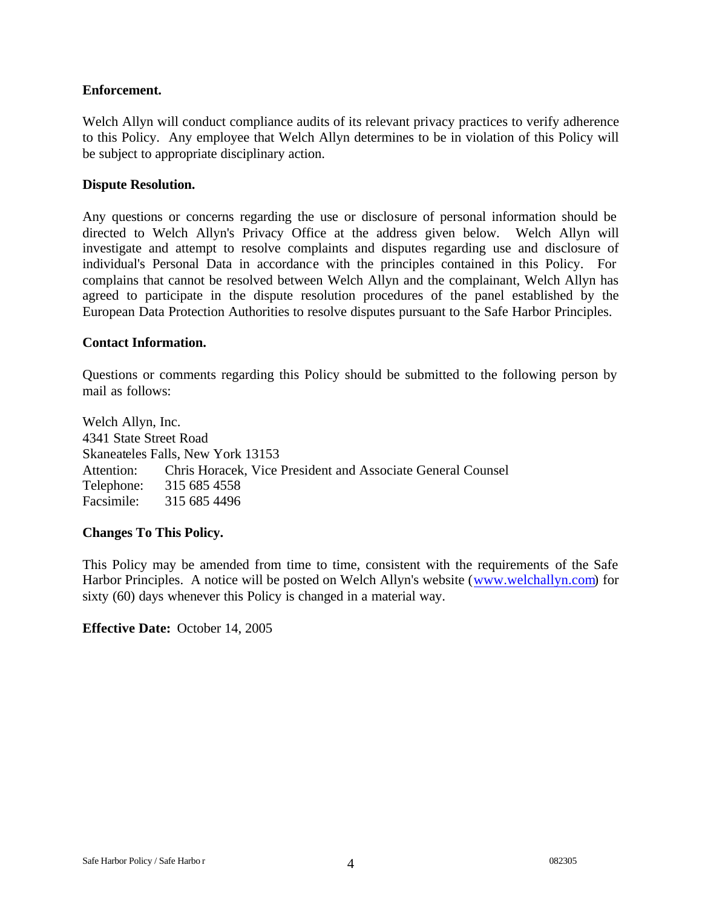**Enforcement.**

Welch Allyn will conduct compliance audits of its relevant privacy practices to verify adherence to this Policy. Any employee that Welch Allyn determines to be in violation of this Policy will be subject to appropriate disciplinary action.

**Dispute Resolution.**

Any questions or concerns regarding the use or disclosure of personal information should be directed to Welch Allyn's Privacy Office at the address given below. Welch Allyn will investigate and attempt to resolve complaints and disputes regarding use and disclosure of individual's Personal Data in accordance with the principles contained in this Policy. For complains that cannot be resolved between Welch Allyn and the complainant, Welch Allyn has agreed to participate in the dispute resolution procedures of the panel established by the European Data Protection Authorities to resolve disputes pursuant to the Safe Harbor Principles.

**Contact Information.**

Questions or comments regarding this Policy should be submitted to the following person by mail as follows:

Welch Allyn, Inc.
4341 State Street Road
Skaneateles Falls, New York 13153
Attention: Chris Horacek, Vice President and Associate General Counsel
Telephone: 315 685 4558
Facsimile: 315 685 4496

**Changes To This Policy.**

This Policy may be amended from time to time, consistent with the requirements of the Safe Harbor Principles. A notice will be posted on Welch Allyn's website (www.welchallyn.com) for sixty (60) days whenever this Policy is changed in a material way.

**Effective Date:** October 14, 2005